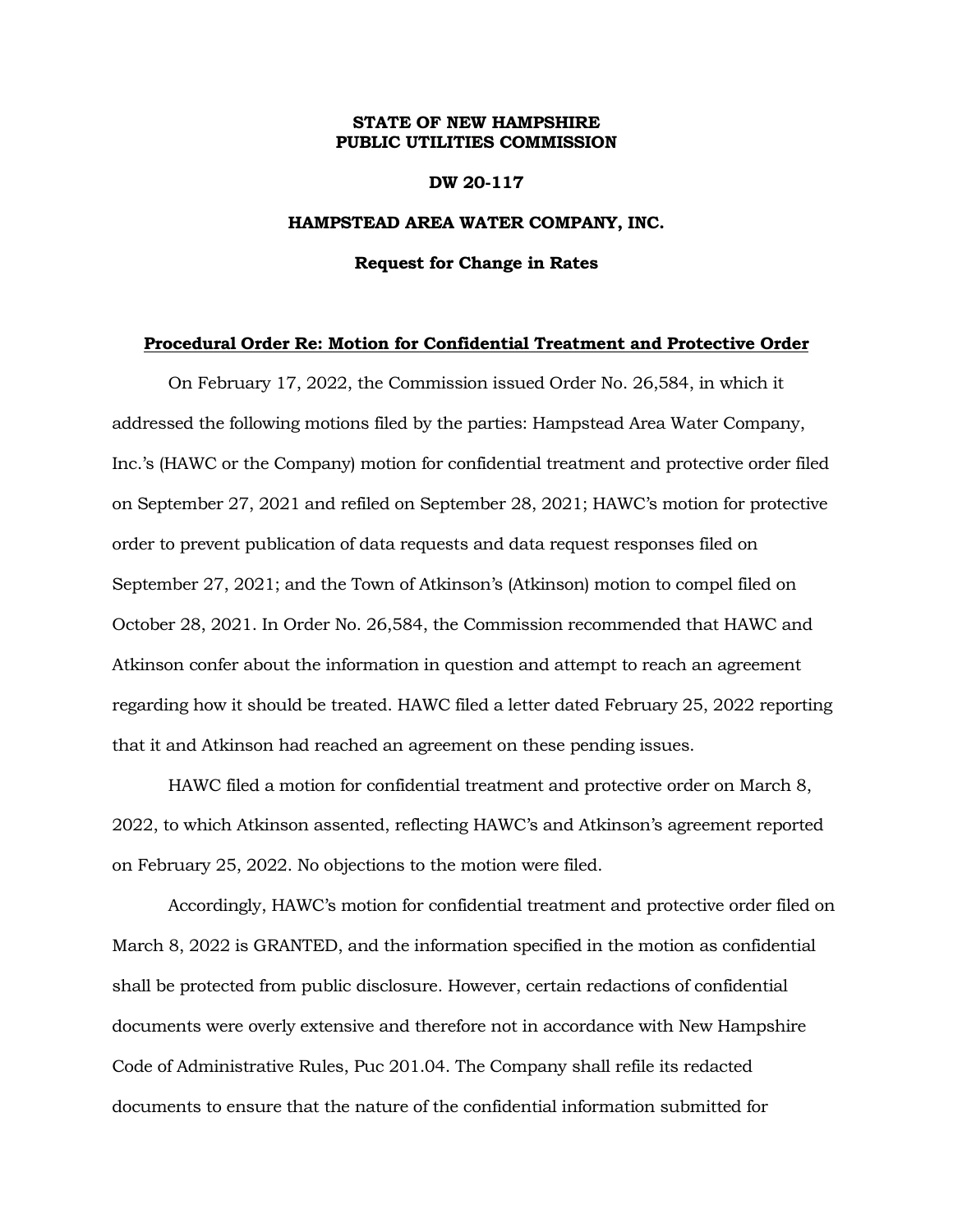**STATE OF NEW HAMPSHIRE**
**PUBLIC UTILITIES COMMISSION**

**DW 20-117**

**HAMPSTEAD AREA WATER COMPANY, INC.**

**Request for Change in Rates**

**<u>Procedural Order Re: Motion for Confidential Treatment and Protective Order</u>**

On February 17, 2022, the Commission issued Order No. 26,584, in which it addressed the following motions filed by the parties: Hampstead Area Water Company, Inc.'s (HAWC or the Company) motion for confidential treatment and protective order filed on September 27, 2021 and refiled on September 28, 2021; HAWC's motion for protective order to prevent publication of data requests and data request responses filed on September 27, 2021; and the Town of Atkinson's (Atkinson) motion to compel filed on October 28, 2021. In Order No. 26,584, the Commission recommended that HAWC and Atkinson confer about the information in question and attempt to reach an agreement regarding how it should be treated. HAWC filed a letter dated February 25, 2022 reporting that it and Atkinson had reached an agreement on these pending issues.

HAWC filed a motion for confidential treatment and protective order on March 8, 2022, to which Atkinson assented, reflecting HAWC's and Atkinson's agreement reported on February 25, 2022. No objections to the motion were filed.

Accordingly, HAWC's motion for confidential treatment and protective order filed on March 8, 2022 is GRANTED, and the information specified in the motion as confidential shall be protected from public disclosure. However, certain redactions of confidential documents were overly extensive and therefore not in accordance with New Hampshire Code of Administrative Rules, Puc 201.04. The Company shall refile its redacted documents to ensure that the nature of the confidential information submitted for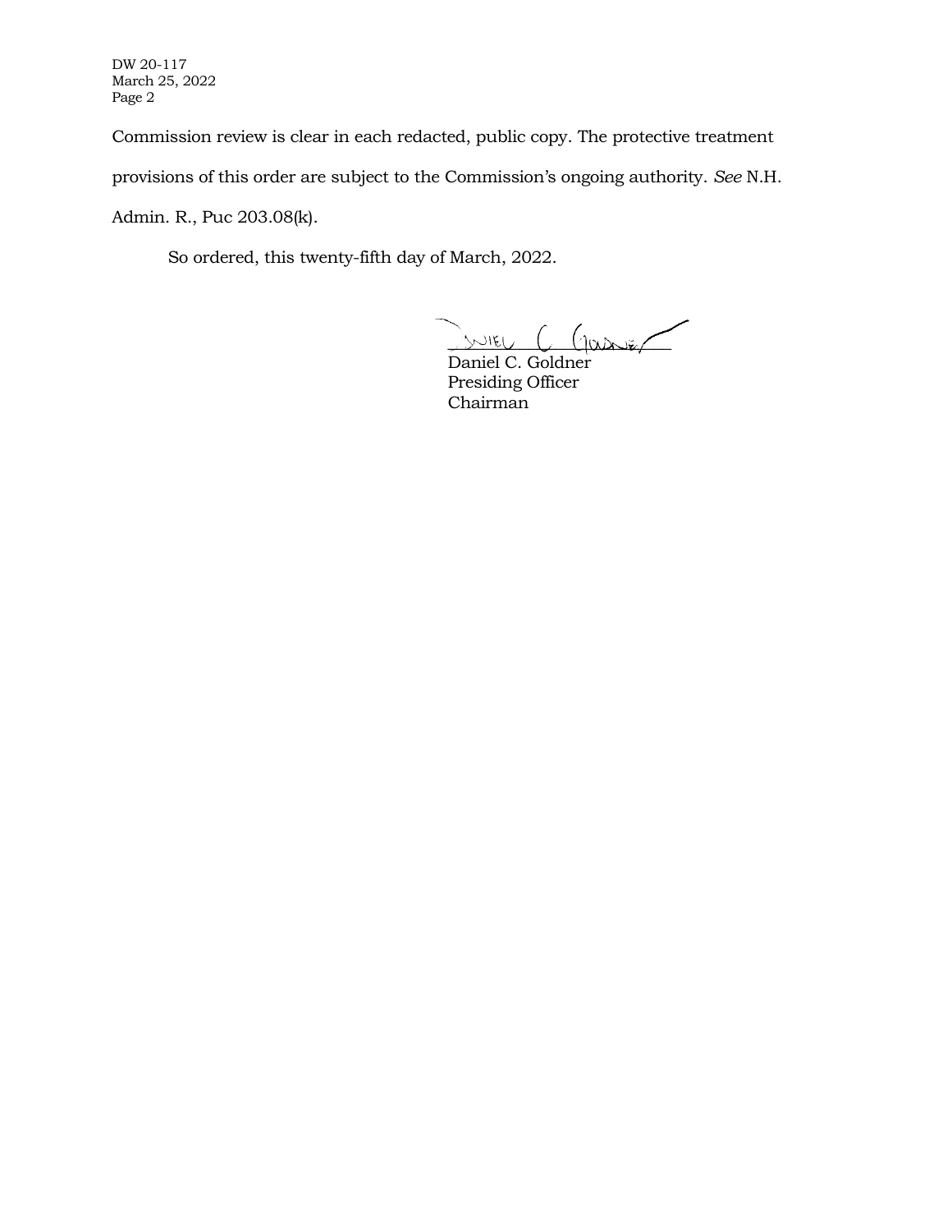Commission review is clear in each redacted, public copy. The protective treatment provisions of this order are subject to the Commission's ongoing authority. *See* N.H. Admin. R., Puc 203.08(k).

So ordered, this twenty-fifth day of March, 2022.

Daniel C. Goldner
Presiding Officer
Chairman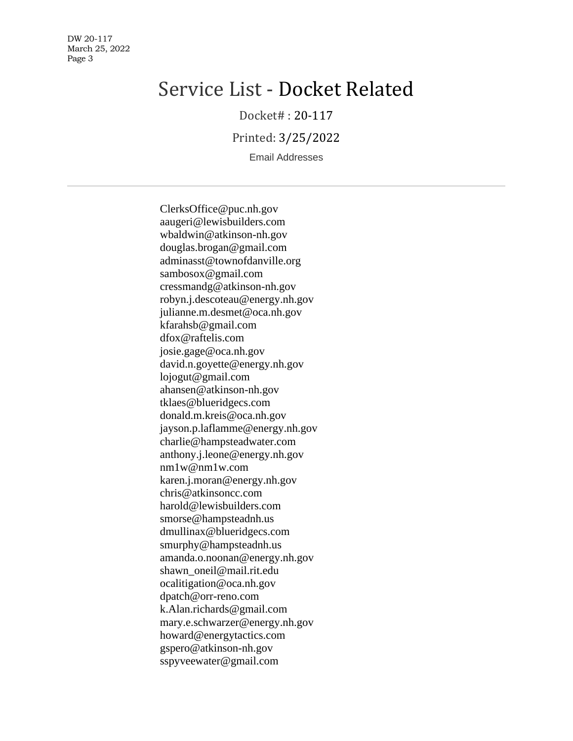# Service List - Docket Related

Docket# : 20-117

Printed: 3/25/2022

Email Addresses

---

ClerksOffice@puc.nh.gov
aaugeri@lewisbuilders.com
wbaldwin@atkinson-nh.gov
douglas.brogan@gmail.com
adminasst@townofdanville.org
sambosox@gmail.com
cressmandg@atkinson-nh.gov
robyn.j.descoteau@energy.nh.gov
julianne.m.desmet@oca.nh.gov
kfarahsb@gmail.com
dfox@raftelis.com
josie.gage@oca.nh.gov
david.n.goyette@energy.nh.gov
lojogut@gmail.com
ahansen@atkinson-nh.gov
tklaes@blueridgecs.com
donald.m.kreis@oca.nh.gov
jayson.p.laflamme@energy.nh.gov
charlie@hampsteadwater.com
anthony.j.leone@energy.nh.gov
nm1w@nm1w.com
karen.j.moran@energy.nh.gov
chris@atkinsoncc.com
harold@lewisbuilders.com
smorse@hampsteadnh.us
dmullinax@blueridgecs.com
smurphy@hampsteadnh.us
amanda.o.noonan@energy.nh.gov
shawn_oneil@mail.rit.edu
ocalitigation@oca.nh.gov
dpatch@orr-reno.com
k.Alan.richards@gmail.com
mary.e.schwarzer@energy.nh.gov
howard@energytactics.com
gspero@atkinson-nh.gov
sspyveewater@gmail.com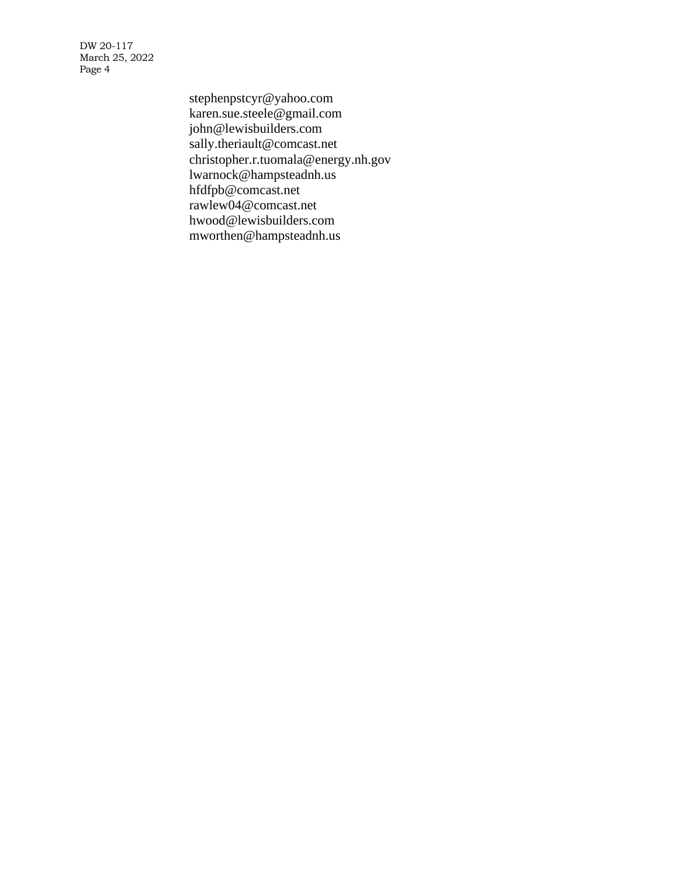stephenpstcyr@yahoo.com
karen.sue.steele@gmail.com
john@lewisbuilders.com
sally.theriault@comcast.net
christopher.r.tuomala@energy.nh.gov
lwarnock@hampsteadnh.us
hfdfpb@comcast.net
rawlew04@comcast.net
hwood@lewisbuilders.com
mworthen@hampsteadnh.us